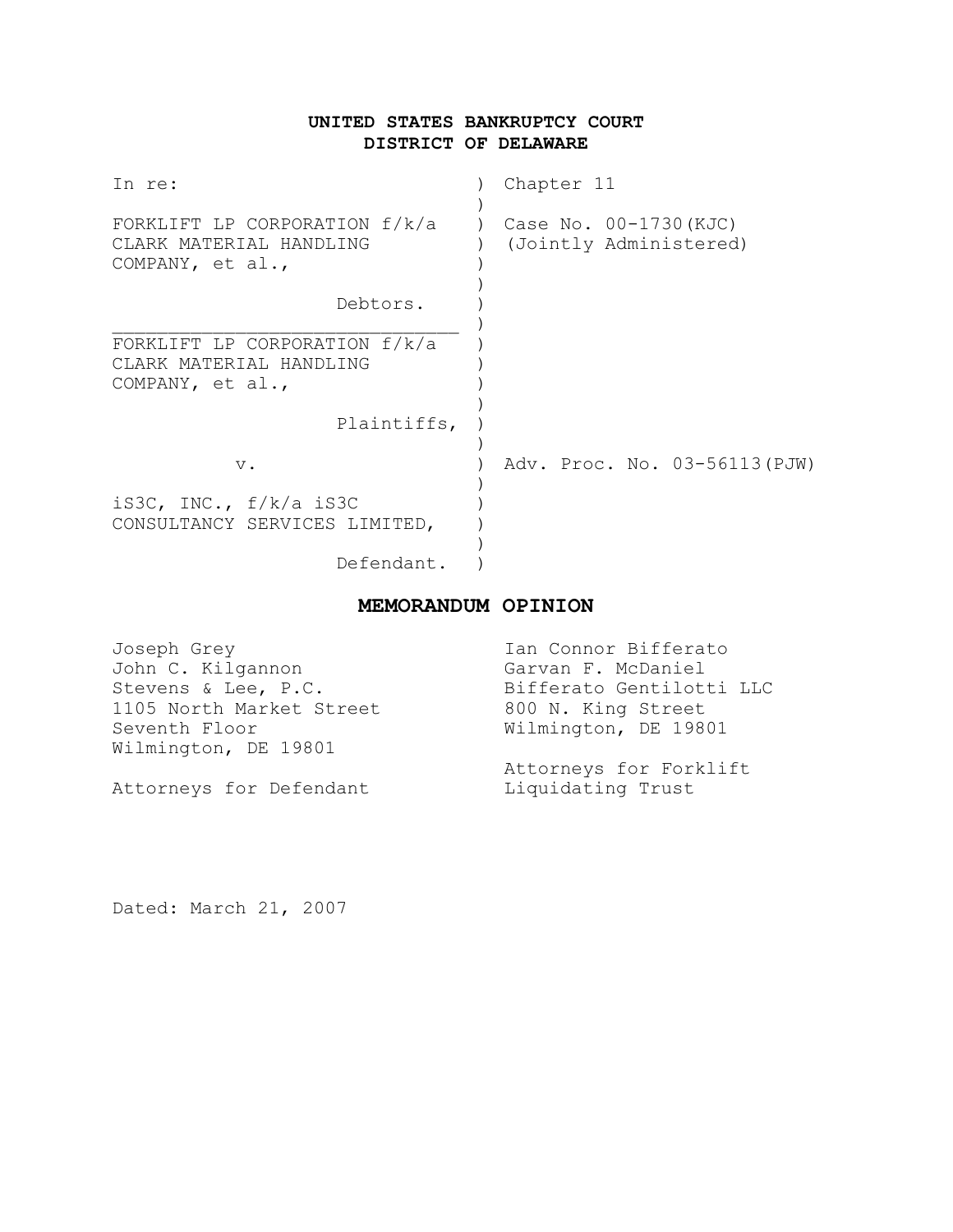**UNITED STATES BANKRUPTCY COURT**
**DISTRICT OF DELAWARE**

| | |
|---|---|
| In re: | Chapter 11 |
| FORKLIFT LP CORPORATION f/k/a CLARK MATERIAL HANDLING COMPANY, et al., | Case No. 00-1730(KJC) (Jointly Administered) |
| Debtors. | |
| FORKLIFT LP CORPORATION f/k/a CLARK MATERIAL HANDLING COMPANY, et al., | |
| Plaintiffs, | |
| v. | Adv. Proc. No. 03-56113(PJW) |
| iS3C, INC., f/k/a iS3C CONSULTANCY SERVICES LIMITED, | |
| Defendant. | |

# MEMORANDUM OPINION

Joseph Grey
John C. Kilgannon
Stevens & Lee, P.C.
1105 North Market Street
Seventh Floor
Wilmington, DE 19801

Attorneys for Defendant

Ian Connor Bifferato
Garvan F. McDaniel
Bifferato Gentilotti LLC
800 N. King Street
Wilmington, DE 19801

Attorneys for Forklift Liquidating Trust

Dated: March 21, 2007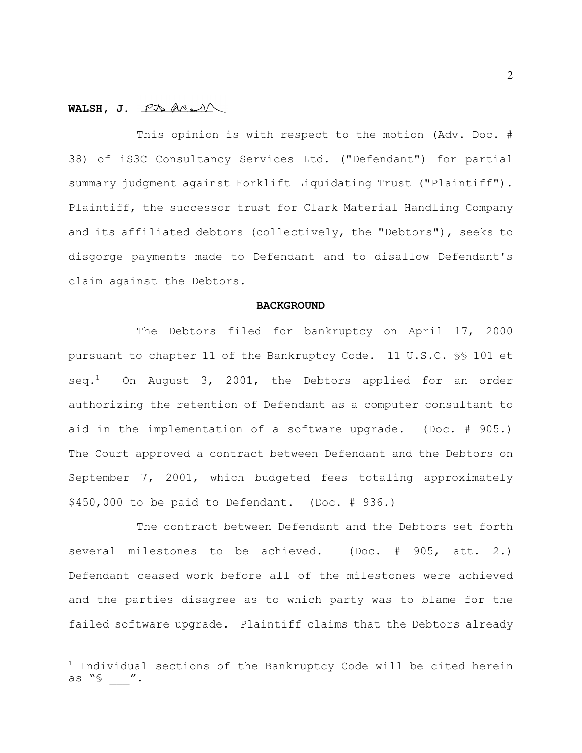**WALSH, J.**

This opinion is with respect to the motion (Adv. Doc. # 38) of iS3C Consultancy Services Ltd. ("Defendant") for partial summary judgment against Forklift Liquidating Trust ("Plaintiff"). Plaintiff, the successor trust for Clark Material Handling Company and its affiliated debtors (collectively, the "Debtors"), seeks to disgorge payments made to Defendant and to disallow Defendant's claim against the Debtors.

**BACKGROUND**

The Debtors filed for bankruptcy on April 17, 2000 pursuant to chapter 11 of the Bankruptcy Code. 11 U.S.C. §§ 101 et seq.[1] On August 3, 2001, the Debtors applied for an order authorizing the retention of Defendant as a computer consultant to aid in the implementation of a software upgrade. (Doc. # 905.) The Court approved a contract between Defendant and the Debtors on September 7, 2001, which budgeted fees totaling approximately $450,000 to be paid to Defendant. (Doc. # 936.)

The contract between Defendant and the Debtors set forth several milestones to be achieved. (Doc. # 905, att. 2.) Defendant ceased work before all of the milestones were achieved and the parties disagree as to which party was to blame for the failed software upgrade. Plaintiff claims that the Debtors already

[1] Individual sections of the Bankruptcy Code will be cited herein as "§ ___".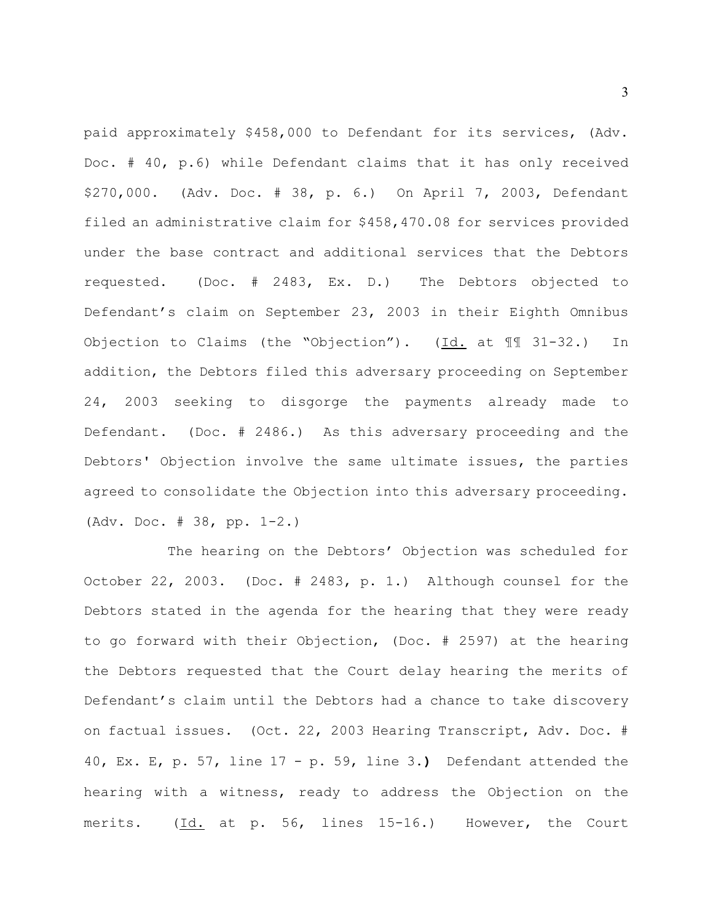paid approximately $458,000 to Defendant for its services, (Adv. Doc. # 40, p.6) while Defendant claims that it has only received $270,000. (Adv. Doc. # 38, p. 6.) On April 7, 2003, Defendant filed an administrative claim for $458,470.08 for services provided under the base contract and additional services that the Debtors requested. (Doc. # 2483, Ex. D.) The Debtors objected to Defendant's claim on September 23, 2003 in their Eighth Omnibus Objection to Claims (the "Objection"). (Id. at ¶¶ 31-32.) In addition, the Debtors filed this adversary proceeding on September 24, 2003 seeking to disgorge the payments already made to Defendant. (Doc. # 2486.) As this adversary proceeding and the Debtors' Objection involve the same ultimate issues, the parties agreed to consolidate the Objection into this adversary proceeding. (Adv. Doc. # 38, pp. 1-2.)

The hearing on the Debtors' Objection was scheduled for October 22, 2003. (Doc. # 2483, p. 1.) Although counsel for the Debtors stated in the agenda for the hearing that they were ready to go forward with their Objection, (Doc. # 2597) at the hearing the Debtors requested that the Court delay hearing the merits of Defendant's claim until the Debtors had a chance to take discovery on factual issues. (Oct. 22, 2003 Hearing Transcript, Adv. Doc. # 40, Ex. E, p. 57, line 17 - p. 59, line 3.) Defendant attended the hearing with a witness, ready to address the Objection on the merits. (Id. at p. 56, lines 15-16.) However, the Court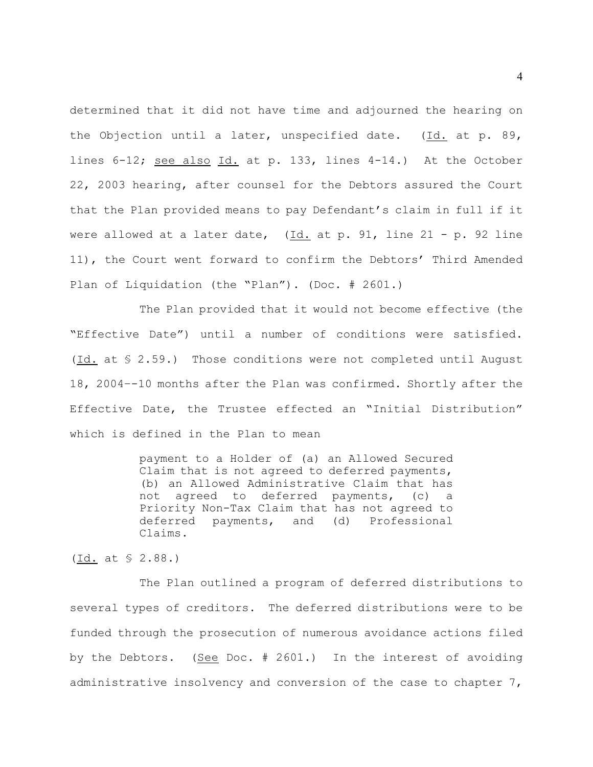determined that it did not have time and adjourned the hearing on the Objection until a later, unspecified date. (Id. at p. 89, lines 6-12; see also Id. at p. 133, lines 4-14.) At the October 22, 2003 hearing, after counsel for the Debtors assured the Court that the Plan provided means to pay Defendant's claim in full if it were allowed at a later date, (Id. at p. 91, line 21 - p. 92 line 11), the Court went forward to confirm the Debtors' Third Amended Plan of Liquidation (the "Plan"). (Doc. # 2601.)

The Plan provided that it would not become effective (the "Effective Date") until a number of conditions were satisfied. (Id. at § 2.59.) Those conditions were not completed until August 18, 2004--10 months after the Plan was confirmed. Shortly after the Effective Date, the Trustee effected an "Initial Distribution" which is defined in the Plan to mean

> payment to a Holder of (a) an Allowed Secured Claim that is not agreed to deferred payments, (b) an Allowed Administrative Claim that has not agreed to deferred payments, (c) a Priority Non-Tax Claim that has not agreed to deferred payments, and (d) Professional Claims.

(Id. at § 2.88.)

The Plan outlined a program of deferred distributions to several types of creditors. The deferred distributions were to be funded through the prosecution of numerous avoidance actions filed by the Debtors. (See Doc. # 2601.) In the interest of avoiding administrative insolvency and conversion of the case to chapter 7,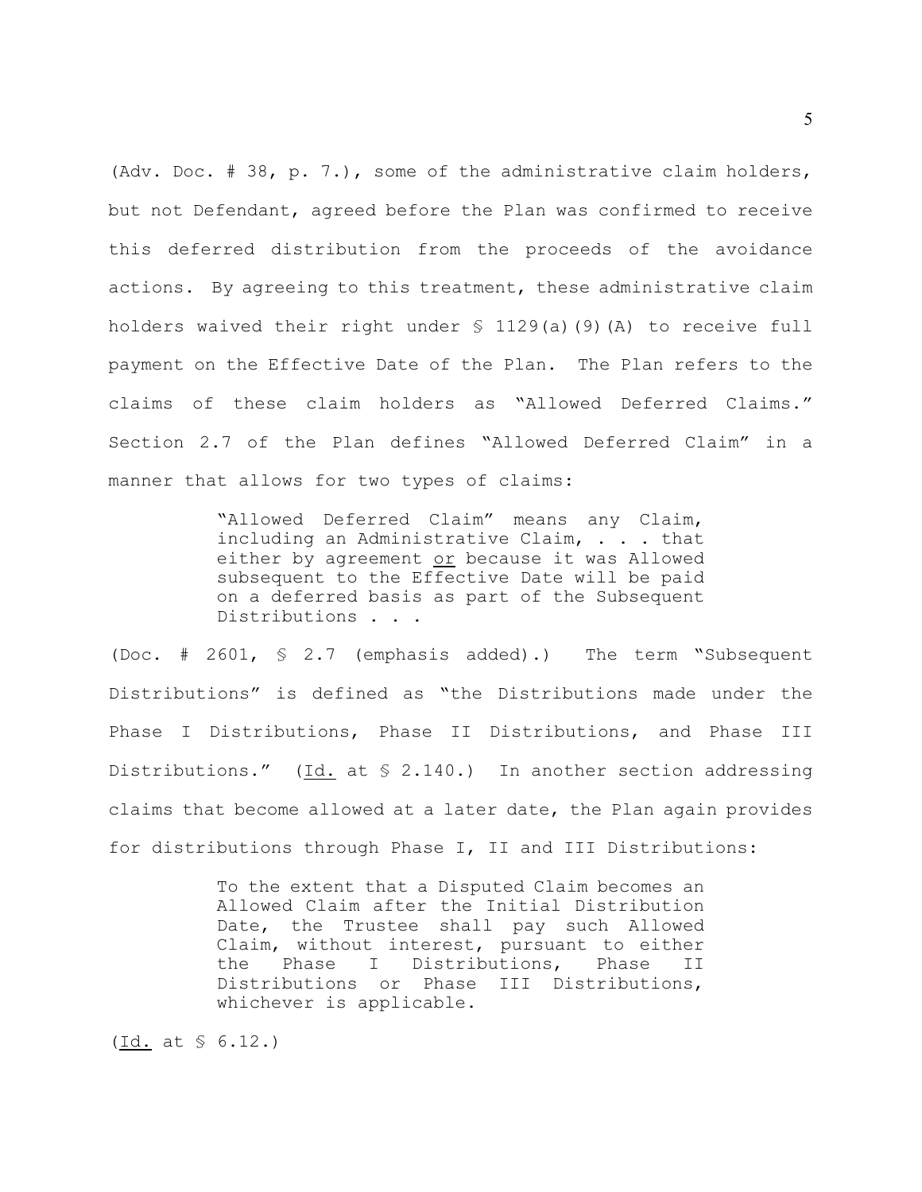(Adv. Doc. # 38, p. 7.), some of the administrative claim holders, but not Defendant, agreed before the Plan was confirmed to receive this deferred distribution from the proceeds of the avoidance actions. By agreeing to this treatment, these administrative claim holders waived their right under § 1129(a)(9)(A) to receive full payment on the Effective Date of the Plan. The Plan refers to the claims of these claim holders as "Allowed Deferred Claims." Section 2.7 of the Plan defines "Allowed Deferred Claim" in a manner that allows for two types of claims:

> "Allowed Deferred Claim" means any Claim, including an Administrative Claim, . . . that either by agreement <u>or</u> because it was Allowed subsequent to the Effective Date will be paid on a deferred basis as part of the Subsequent Distributions . . .

(Doc. # 2601, § 2.7 (emphasis added).) The term "Subsequent Distributions" is defined as "the Distributions made under the Phase I Distributions, Phase II Distributions, and Phase III Distributions." (<u>Id.</u> at § 2.140.) In another section addressing claims that become allowed at a later date, the Plan again provides for distributions through Phase I, II and III Distributions:

> To the extent that a Disputed Claim becomes an Allowed Claim after the Initial Distribution Date, the Trustee shall pay such Allowed Claim, without interest, pursuant to either the Phase I Distributions, Phase II Distributions or Phase III Distributions, whichever is applicable.

(<u>Id.</u> at § 6.12.)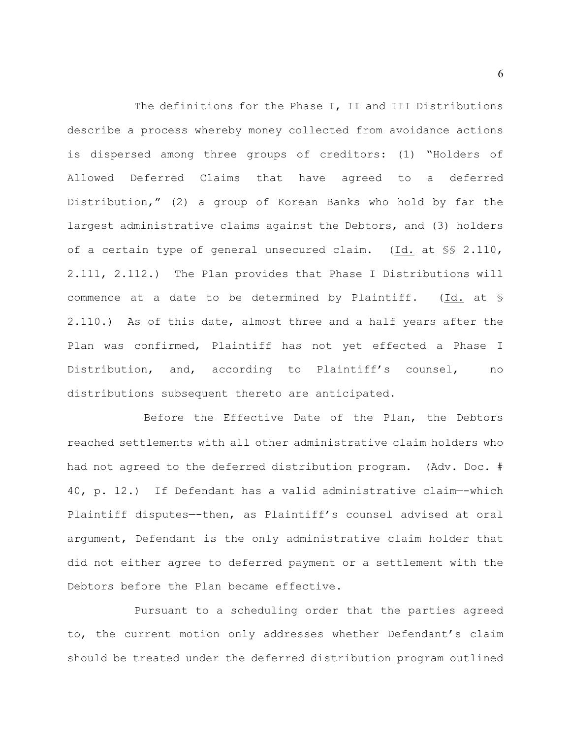The definitions for the Phase I, II and III Distributions describe a process whereby money collected from avoidance actions is dispersed among three groups of creditors: (1) "Holders of Allowed Deferred Claims that have agreed to a deferred Distribution," (2) a group of Korean Banks who hold by far the largest administrative claims against the Debtors, and (3) holders of a certain type of general unsecured claim. (Id. at §§ 2.110, 2.111, 2.112.) The Plan provides that Phase I Distributions will commence at a date to be determined by Plaintiff. (Id. at § 2.110.) As of this date, almost three and a half years after the Plan was confirmed, Plaintiff has not yet effected a Phase I Distribution, and, according to Plaintiff's counsel, no distributions subsequent thereto are anticipated.

Before the Effective Date of the Plan, the Debtors reached settlements with all other administrative claim holders who had not agreed to the deferred distribution program. (Adv. Doc. # 40, p. 12.) If Defendant has a valid administrative claim—-which Plaintiff disputes—-then, as Plaintiff's counsel advised at oral argument, Defendant is the only administrative claim holder that did not either agree to deferred payment or a settlement with the Debtors before the Plan became effective.

Pursuant to a scheduling order that the parties agreed to, the current motion only addresses whether Defendant's claim should be treated under the deferred distribution program outlined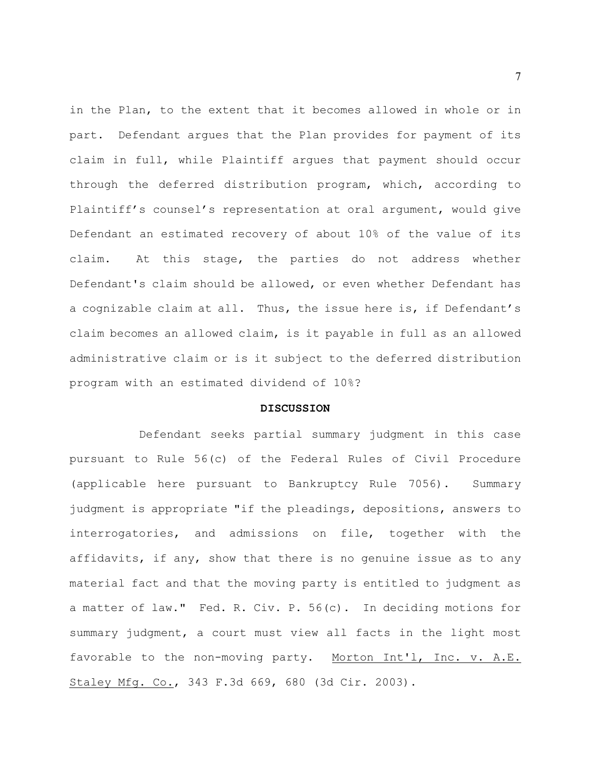in the Plan, to the extent that it becomes allowed in whole or in part. Defendant argues that the Plan provides for payment of its claim in full, while Plaintiff argues that payment should occur through the deferred distribution program, which, according to Plaintiff's counsel's representation at oral argument, would give Defendant an estimated recovery of about 10% of the value of its claim. At this stage, the parties do not address whether Defendant's claim should be allowed, or even whether Defendant has a cognizable claim at all. Thus, the issue here is, if Defendant's claim becomes an allowed claim, is it payable in full as an allowed administrative claim or is it subject to the deferred distribution program with an estimated dividend of 10%?

**DISCUSSION**

Defendant seeks partial summary judgment in this case pursuant to Rule 56(c) of the Federal Rules of Civil Procedure (applicable here pursuant to Bankruptcy Rule 7056). Summary judgment is appropriate "if the pleadings, depositions, answers to interrogatories, and admissions on file, together with the affidavits, if any, show that there is no genuine issue as to any material fact and that the moving party is entitled to judgment as a matter of law." Fed. R. Civ. P. 56(c). In deciding motions for summary judgment, a court must view all facts in the light most favorable to the non-moving party. Morton Int'l, Inc. v. A.E. Staley Mfg. Co., 343 F.3d 669, 680 (3d Cir. 2003).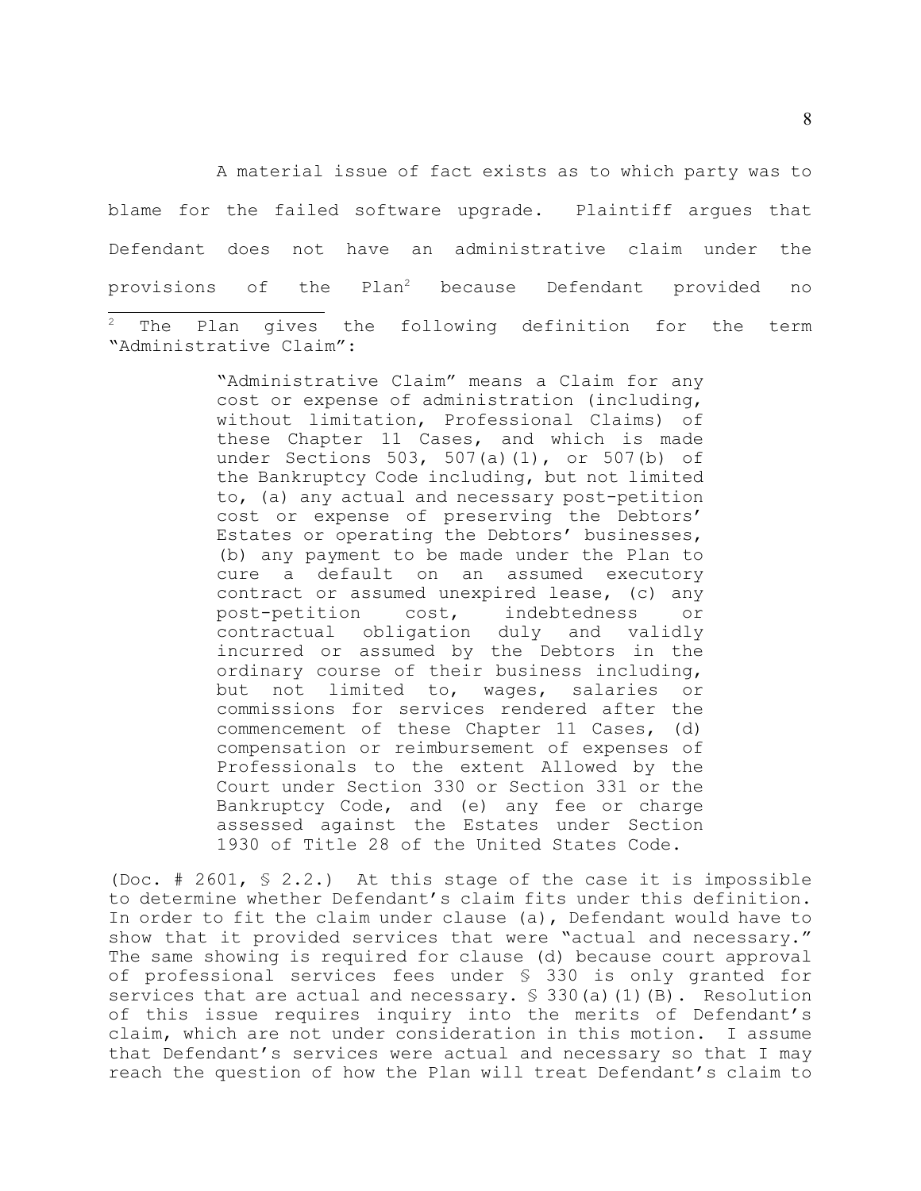A material issue of fact exists as to which party was to blame for the failed software upgrade. Plaintiff argues that Defendant does not have an administrative claim under the provisions of the Plan[2] because Defendant provided no

[2] The Plan gives the following definition for the term "Administrative Claim":

> "Administrative Claim" means a Claim for any cost or expense of administration (including, without limitation, Professional Claims) of these Chapter 11 Cases, and which is made under Sections 503, 507(a)(1), or 507(b) of the Bankruptcy Code including, but not limited to, (a) any actual and necessary post-petition cost or expense of preserving the Debtors' Estates or operating the Debtors' businesses, (b) any payment to be made under the Plan to cure a default on an assumed executory contract or assumed unexpired lease, (c) any post-petition cost, indebtedness or contractual obligation duly and validly incurred or assumed by the Debtors in the ordinary course of their business including, but not limited to, wages, salaries or commissions for services rendered after the commencement of these Chapter 11 Cases, (d) compensation or reimbursement of expenses of Professionals to the extent Allowed by the Court under Section 330 or Section 331 or the Bankruptcy Code, and (e) any fee or charge assessed against the Estates under Section 1930 of Title 28 of the United States Code.

(Doc. # 2601, § 2.2.) At this stage of the case it is impossible to determine whether Defendant's claim fits under this definition. In order to fit the claim under clause (a), Defendant would have to show that it provided services that were "actual and necessary." The same showing is required for clause (d) because court approval of professional services fees under § 330 is only granted for services that are actual and necessary. § 330(a)(1)(B). Resolution of this issue requires inquiry into the merits of Defendant's claim, which are not under consideration in this motion. I assume that Defendant's services were actual and necessary so that I may reach the question of how the Plan will treat Defendant's claim to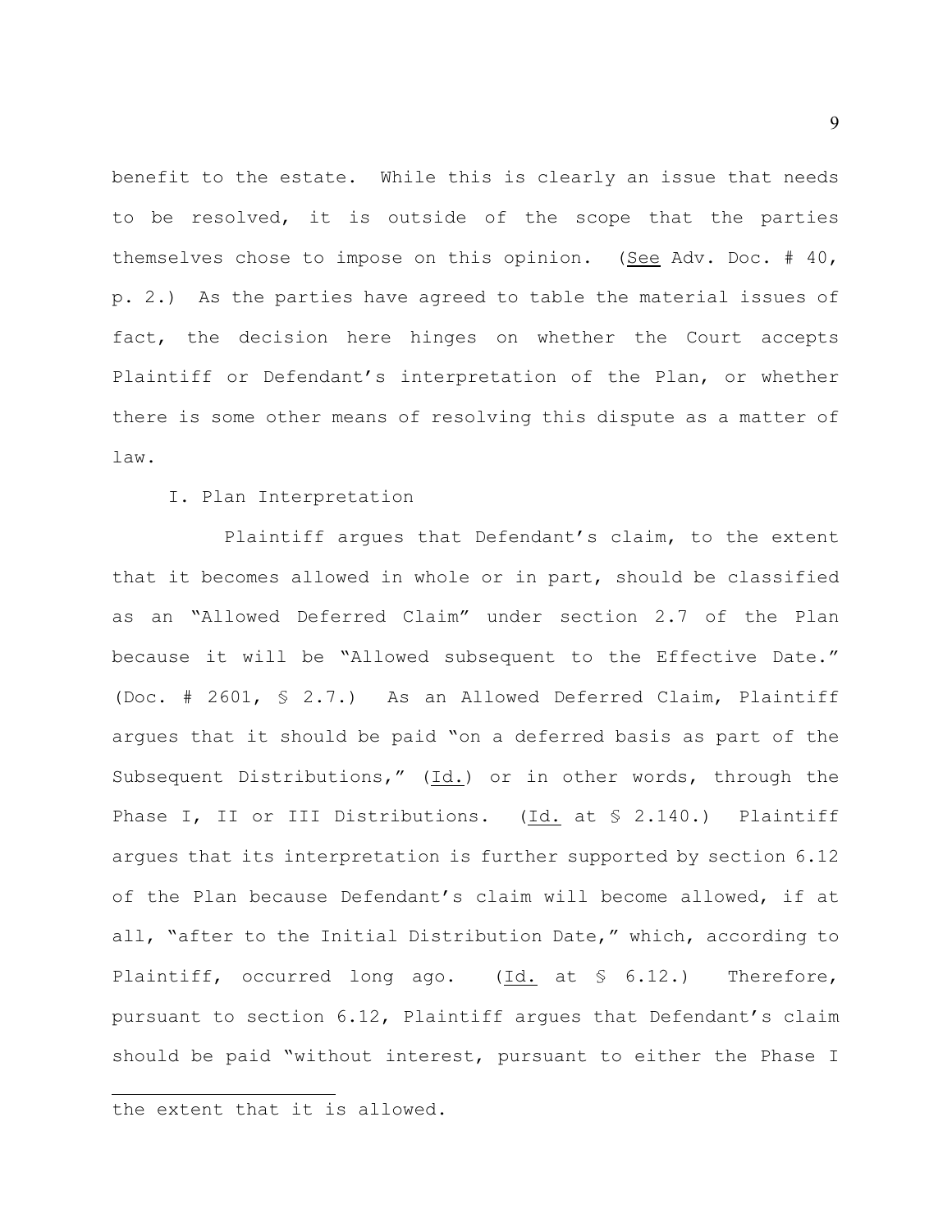benefit to the estate. While this is clearly an issue that needs to be resolved, it is outside of the scope that the parties themselves chose to impose on this opinion. (See Adv. Doc. # 40, p. 2.) As the parties have agreed to table the material issues of fact, the decision here hinges on whether the Court accepts Plaintiff or Defendant's interpretation of the Plan, or whether there is some other means of resolving this dispute as a matter of law.

I. Plan Interpretation

Plaintiff argues that Defendant's claim, to the extent that it becomes allowed in whole or in part, should be classified as an "Allowed Deferred Claim" under section 2.7 of the Plan because it will be "Allowed subsequent to the Effective Date." (Doc. # 2601, § 2.7.) As an Allowed Deferred Claim, Plaintiff argues that it should be paid "on a deferred basis as part of the Subsequent Distributions," (Id.) or in other words, through the Phase I, II or III Distributions. (Id. at § 2.140.) Plaintiff argues that its interpretation is further supported by section 6.12 of the Plan because Defendant's claim will become allowed, if at all, "after to the Initial Distribution Date," which, according to Plaintiff, occurred long ago. (Id. at § 6.12.) Therefore, pursuant to section 6.12, Plaintiff argues that Defendant's claim should be paid "without interest, pursuant to either the Phase I

---

the extent that it is allowed.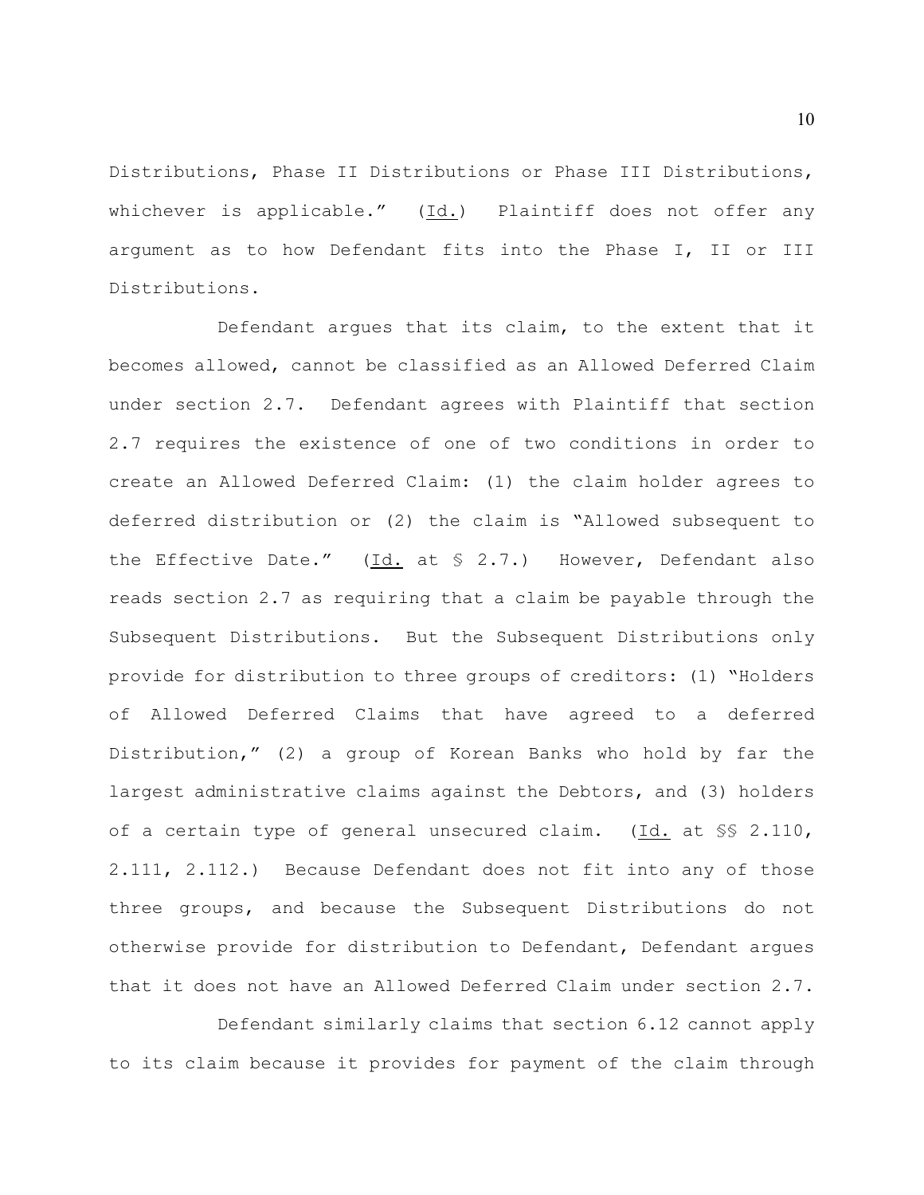Distributions, Phase II Distributions or Phase III Distributions, whichever is applicable." (Id.) Plaintiff does not offer any argument as to how Defendant fits into the Phase I, II or III Distributions.

Defendant argues that its claim, to the extent that it becomes allowed, cannot be classified as an Allowed Deferred Claim under section 2.7. Defendant agrees with Plaintiff that section 2.7 requires the existence of one of two conditions in order to create an Allowed Deferred Claim: (1) the claim holder agrees to deferred distribution or (2) the claim is "Allowed subsequent to the Effective Date." (Id. at § 2.7.) However, Defendant also reads section 2.7 as requiring that a claim be payable through the Subsequent Distributions. But the Subsequent Distributions only provide for distribution to three groups of creditors: (1) "Holders of Allowed Deferred Claims that have agreed to a deferred Distribution," (2) a group of Korean Banks who hold by far the largest administrative claims against the Debtors, and (3) holders of a certain type of general unsecured claim. (Id. at §§ 2.110, 2.111, 2.112.) Because Defendant does not fit into any of those three groups, and because the Subsequent Distributions do not otherwise provide for distribution to Defendant, Defendant argues that it does not have an Allowed Deferred Claim under section 2.7.

Defendant similarly claims that section 6.12 cannot apply to its claim because it provides for payment of the claim through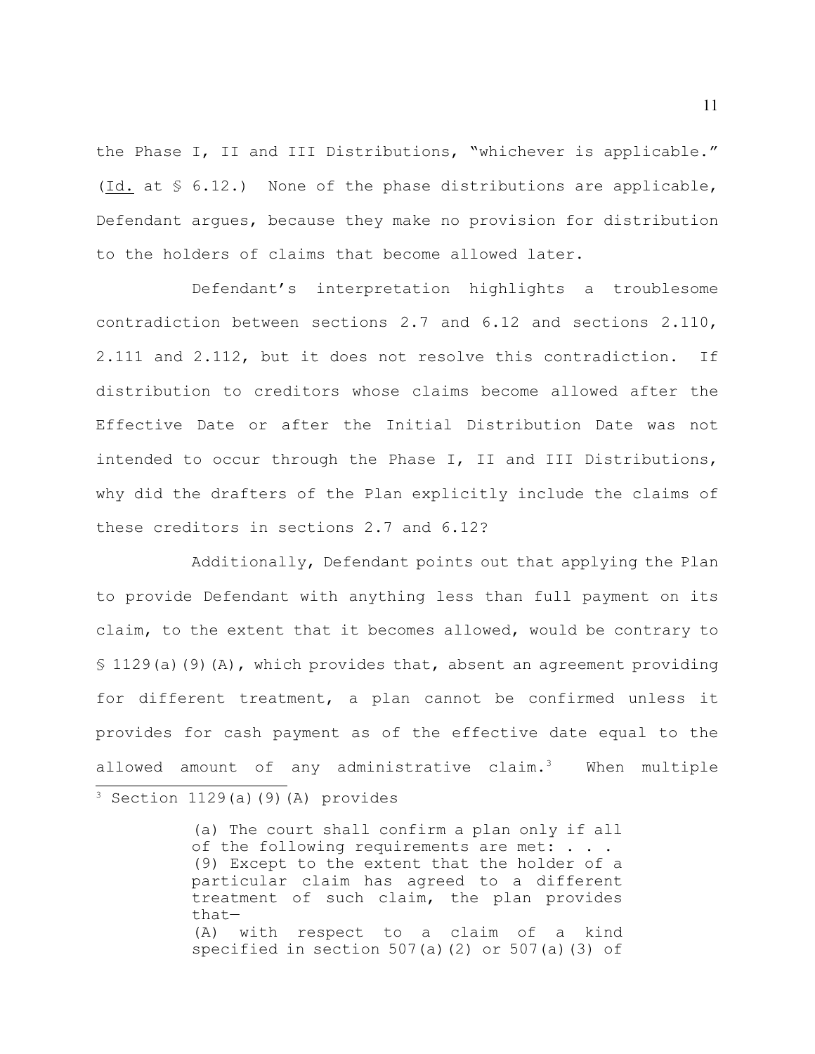the Phase I, II and III Distributions, "whichever is applicable." (Id. at § 6.12.) None of the phase distributions are applicable, Defendant argues, because they make no provision for distribution to the holders of claims that become allowed later.

Defendant's interpretation highlights a troublesome contradiction between sections 2.7 and 6.12 and sections 2.110, 2.111 and 2.112, but it does not resolve this contradiction. If distribution to creditors whose claims become allowed after the Effective Date or after the Initial Distribution Date was not intended to occur through the Phase I, II and III Distributions, why did the drafters of the Plan explicitly include the claims of these creditors in sections 2.7 and 6.12?

Additionally, Defendant points out that applying the Plan to provide Defendant with anything less than full payment on its claim, to the extent that it becomes allowed, would be contrary to § 1129(a)(9)(A), which provides that, absent an agreement providing for different treatment, a plan cannot be confirmed unless it provides for cash payment as of the effective date equal to the allowed amount of any administrative claim.[3] When multiple

---

[3] Section 1129(a)(9)(A) provides

> (a) The court shall confirm a plan only if all of the following requirements are met: . . .
> (9) Except to the extent that the holder of a particular claim has agreed to a different treatment of such claim, the plan provides that—
> (A) with respect to a claim of a kind specified in section 507(a)(2) or 507(a)(3) of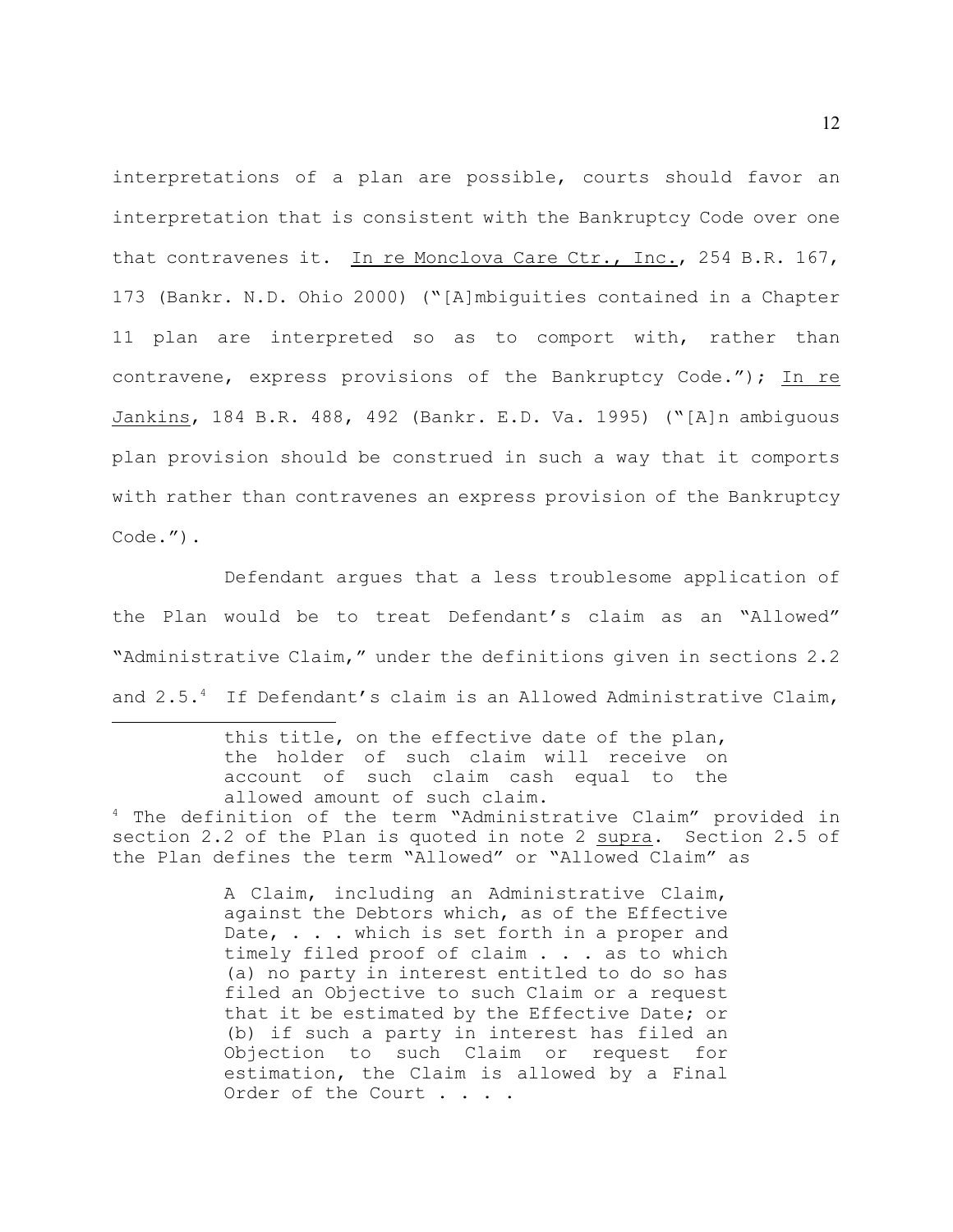interpretations of a plan are possible, courts should favor an interpretation that is consistent with the Bankruptcy Code over one that contravenes it. In re Monclova Care Ctr., Inc., 254 B.R. 167, 173 (Bankr. N.D. Ohio 2000) ("[A]mbiguities contained in a Chapter 11 plan are interpreted so as to comport with, rather than contravene, express provisions of the Bankruptcy Code."); In re Jankins, 184 B.R. 488, 492 (Bankr. E.D. Va. 1995) ("[A]n ambiguous plan provision should be construed in such a way that it comports with rather than contravenes an express provision of the Bankruptcy Code.").

Defendant argues that a less troublesome application of the Plan would be to treat Defendant's claim as an "Allowed" "Administrative Claim," under the definitions given in sections 2.2 and 2.5.[4] If Defendant's claim is an Allowed Administrative Claim,

> this title, on the effective date of the plan, the holder of such claim will receive on account of such claim cash equal to the allowed amount of such claim.

[4] The definition of the term "Administrative Claim" provided in section 2.2 of the Plan is quoted in note 2 supra. Section 2.5 of the Plan defines the term "Allowed" or "Allowed Claim" as

> A Claim, including an Administrative Claim, against the Debtors which, as of the Effective Date, . . . which is set forth in a proper and timely filed proof of claim . . . as to which (a) no party in interest entitled to do so has filed an Objective to such Claim or a request that it be estimated by the Effective Date; or (b) if such a party in interest has filed an Objection to such Claim or request for estimation, the Claim is allowed by a Final Order of the Court . . . .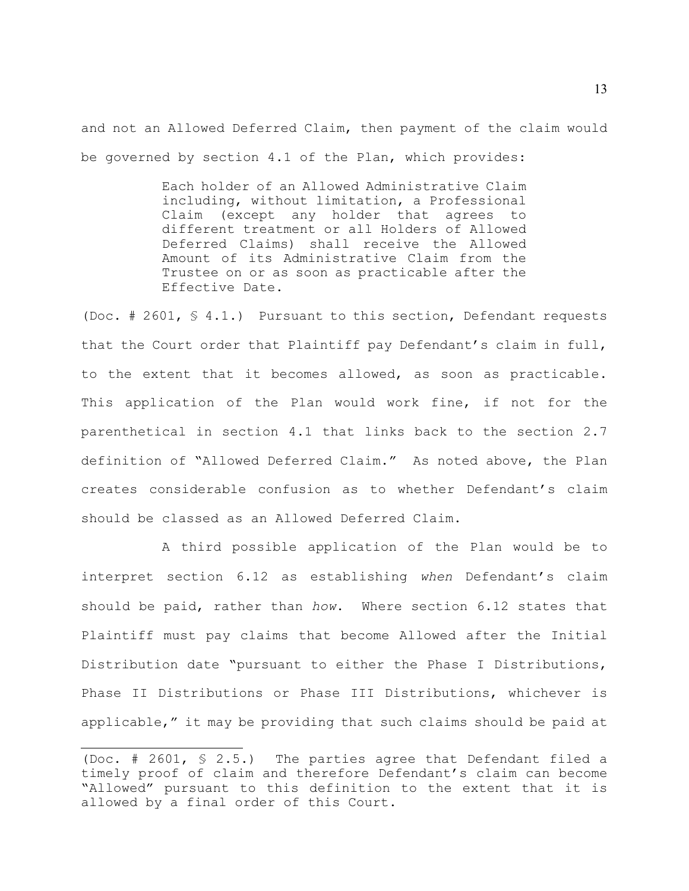and not an Allowed Deferred Claim, then payment of the claim would be governed by section 4.1 of the Plan, which provides:

> Each holder of an Allowed Administrative Claim including, without limitation, a Professional Claim (except any holder that agrees to different treatment or all Holders of Allowed Deferred Claims) shall receive the Allowed Amount of its Administrative Claim from the Trustee on or as soon as practicable after the Effective Date.

(Doc. # 2601, § 4.1.) Pursuant to this section, Defendant requests that the Court order that Plaintiff pay Defendant's claim in full, to the extent that it becomes allowed, as soon as practicable. This application of the Plan would work fine, if not for the parenthetical in section 4.1 that links back to the section 2.7 definition of "Allowed Deferred Claim." As noted above, the Plan creates considerable confusion as to whether Defendant's claim should be classed as an Allowed Deferred Claim.

A third possible application of the Plan would be to interpret section 6.12 as establishing *when* Defendant's claim should be paid, rather than *how*. Where section 6.12 states that Plaintiff must pay claims that become Allowed after the Initial Distribution date "pursuant to either the Phase I Distributions, Phase II Distributions or Phase III Distributions, whichever is applicable," it may be providing that such claims should be paid at

---

(Doc. # 2601, § 2.5.) The parties agree that Defendant filed a timely proof of claim and therefore Defendant's claim can become "Allowed" pursuant to this definition to the extent that it is allowed by a final order of this Court.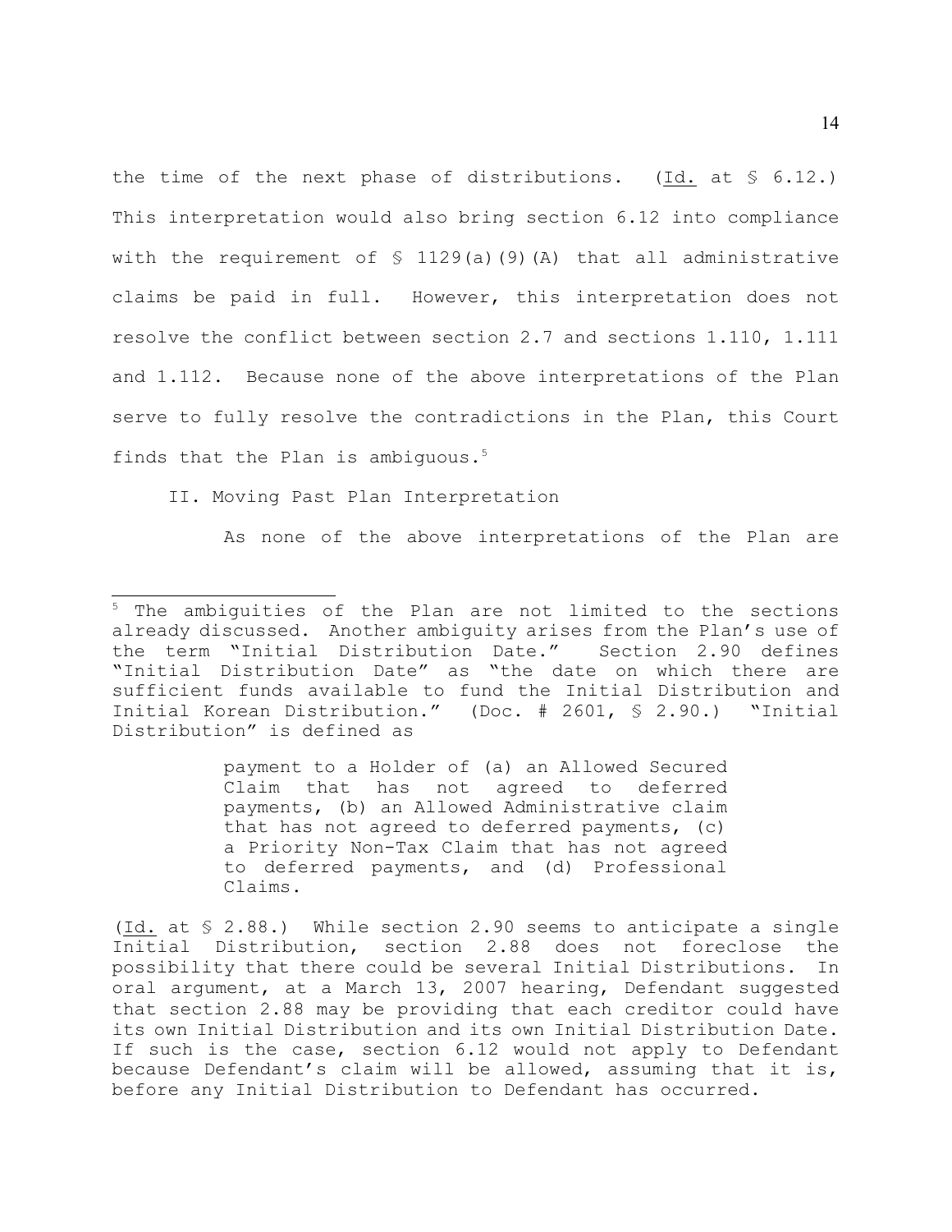the time of the next phase of distributions. (Id. at § 6.12.) This interpretation would also bring section 6.12 into compliance with the requirement of § 1129(a)(9)(A) that all administrative claims be paid in full. However, this interpretation does not resolve the conflict between section 2.7 and sections 1.110, 1.111 and 1.112. Because none of the above interpretations of the Plan serve to fully resolve the contradictions in the Plan, this Court finds that the Plan is ambiguous.[5]

II. Moving Past Plan Interpretation

As none of the above interpretations of the Plan are

---

[5] The ambiguities of the Plan are not limited to the sections already discussed. Another ambiguity arises from the Plan's use of the term "Initial Distribution Date." Section 2.90 defines "Initial Distribution Date" as "the date on which there are sufficient funds available to fund the Initial Distribution and Initial Korean Distribution." (Doc. # 2601, § 2.90.) "Initial Distribution" is defined as

> payment to a Holder of (a) an Allowed Secured Claim that has not agreed to deferred payments, (b) an Allowed Administrative claim that has not agreed to deferred payments, (c) a Priority Non-Tax Claim that has not agreed to deferred payments, and (d) Professional Claims.

(Id. at § 2.88.) While section 2.90 seems to anticipate a single Initial Distribution, section 2.88 does not foreclose the possibility that there could be several Initial Distributions. In oral argument, at a March 13, 2007 hearing, Defendant suggested that section 2.88 may be providing that each creditor could have its own Initial Distribution and its own Initial Distribution Date. If such is the case, section 6.12 would not apply to Defendant because Defendant's claim will be allowed, assuming that it is, before any Initial Distribution to Defendant has occurred.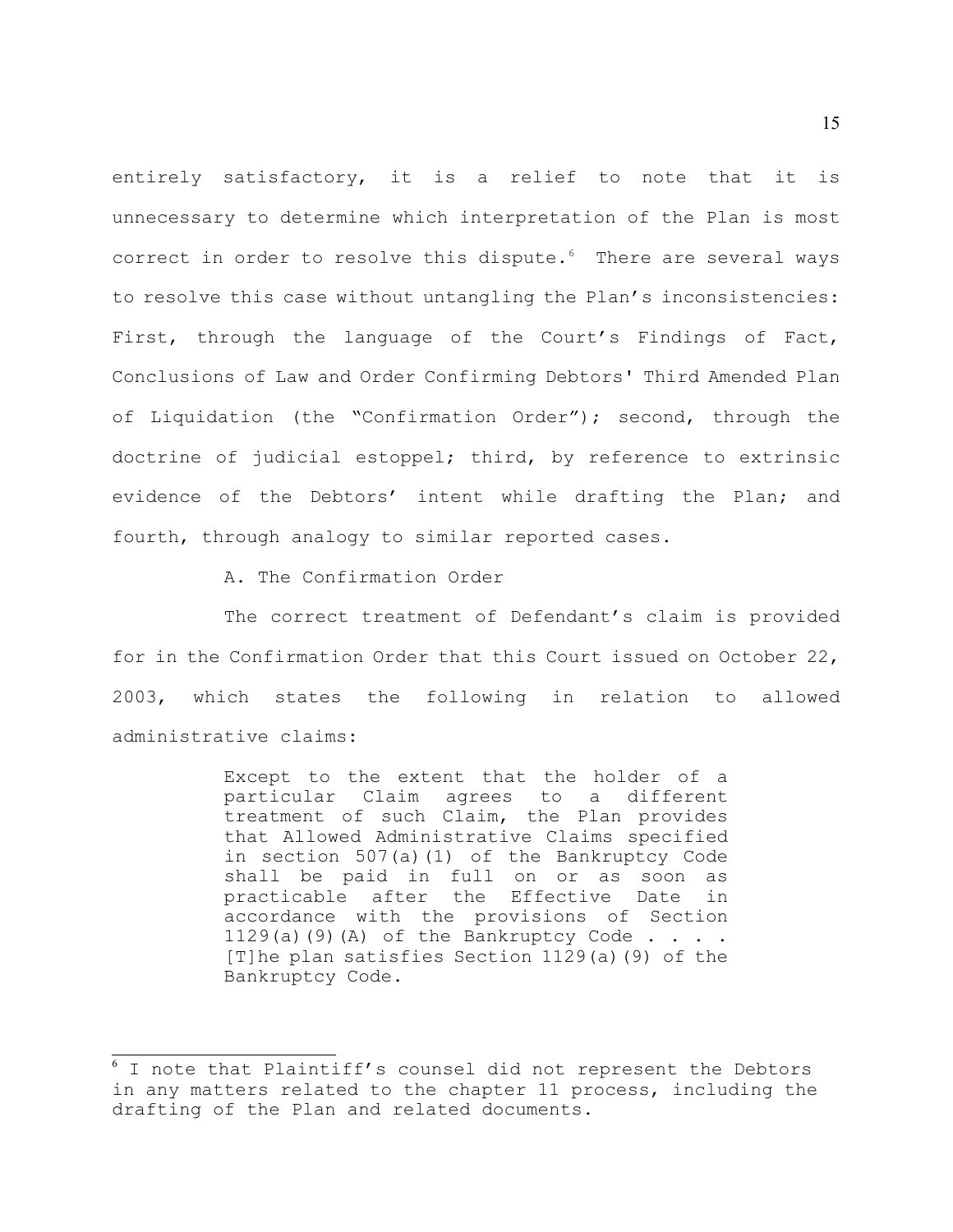entirely satisfactory, it is a relief to note that it is unnecessary to determine which interpretation of the Plan is most correct in order to resolve this dispute.[6] There are several ways to resolve this case without untangling the Plan's inconsistencies: First, through the language of the Court's Findings of Fact, Conclusions of Law and Order Confirming Debtors' Third Amended Plan of Liquidation (the "Confirmation Order"); second, through the doctrine of judicial estoppel; third, by reference to extrinsic evidence of the Debtors' intent while drafting the Plan; and fourth, through analogy to similar reported cases.

A. The Confirmation Order

The correct treatment of Defendant's claim is provided for in the Confirmation Order that this Court issued on October 22, 2003, which states the following in relation to allowed administrative claims:

> Except to the extent that the holder of a particular Claim agrees to a different treatment of such Claim, the Plan provides that Allowed Administrative Claims specified in section 507(a)(1) of the Bankruptcy Code shall be paid in full on or as soon as practicable after the Effective Date in accordance with the provisions of Section 1129(a)(9)(A) of the Bankruptcy Code . . . . [T]he plan satisfies Section 1129(a)(9) of the Bankruptcy Code.

---

[6] I note that Plaintiff's counsel did not represent the Debtors in any matters related to the chapter 11 process, including the drafting of the Plan and related documents.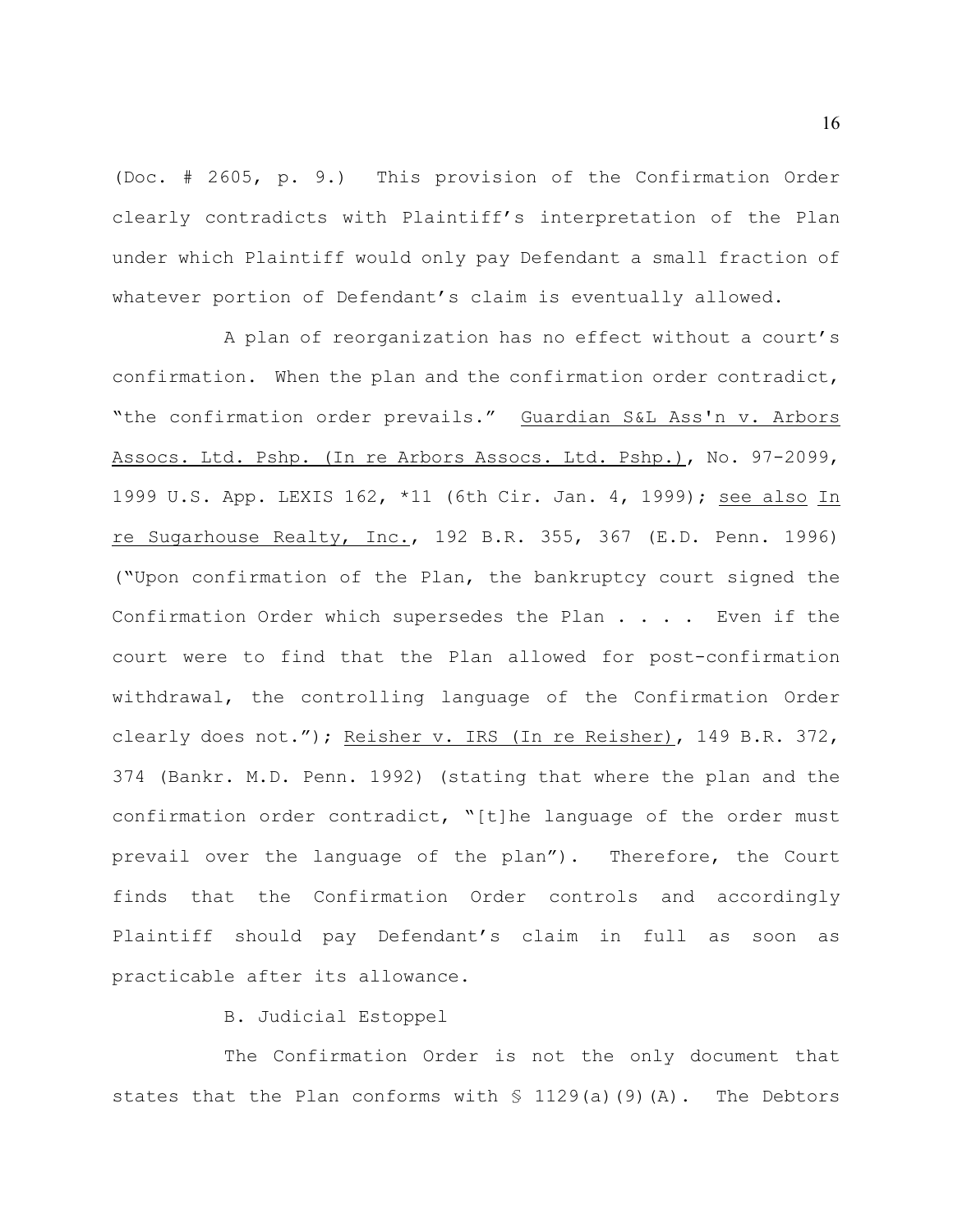(Doc. # 2605, p. 9.) This provision of the Confirmation Order clearly contradicts with Plaintiff's interpretation of the Plan under which Plaintiff would only pay Defendant a small fraction of whatever portion of Defendant's claim is eventually allowed.

A plan of reorganization has no effect without a court's confirmation. When the plan and the confirmation order contradict, "the confirmation order prevails." Guardian S&L Ass'n v. Arbors Assocs. Ltd. Pshp. (In re Arbors Assocs. Ltd. Pshp.), No. 97-2099, 1999 U.S. App. LEXIS 162, *11 (6th Cir. Jan. 4, 1999); see also In re Sugarhouse Realty, Inc., 192 B.R. 355, 367 (E.D. Penn. 1996) ("Upon confirmation of the Plan, the bankruptcy court signed the Confirmation Order which supersedes the Plan . . . . Even if the court were to find that the Plan allowed for post-confirmation withdrawal, the controlling language of the Confirmation Order clearly does not."); Reisher v. IRS (In re Reisher), 149 B.R. 372, 374 (Bankr. M.D. Penn. 1992) (stating that where the plan and the confirmation order contradict, "[t]he language of the order must prevail over the language of the plan"). Therefore, the Court finds that the Confirmation Order controls and accordingly Plaintiff should pay Defendant's claim in full as soon as practicable after its allowance.

B. Judicial Estoppel

The Confirmation Order is not the only document that states that the Plan conforms with § 1129(a)(9)(A). The Debtors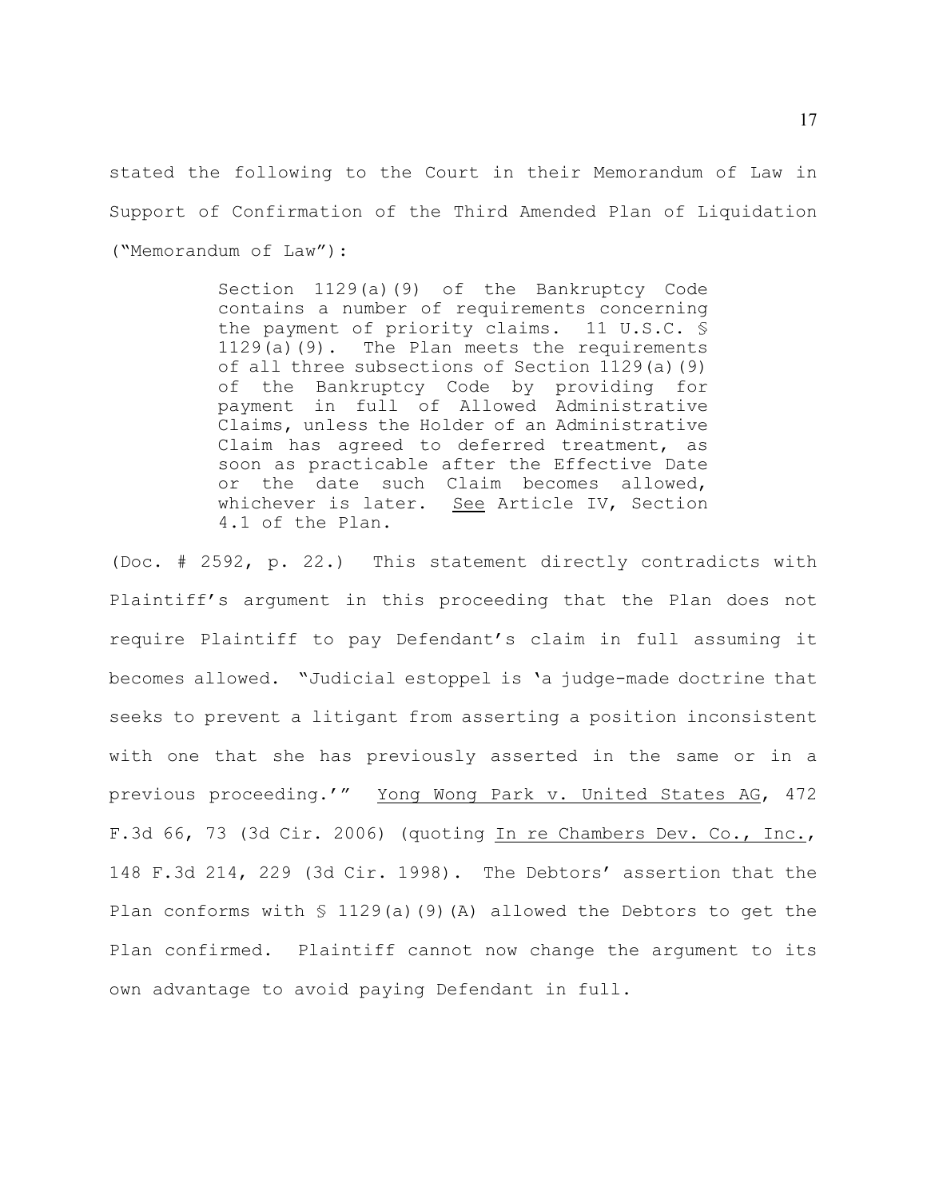stated the following to the Court in their Memorandum of Law in Support of Confirmation of the Third Amended Plan of Liquidation ("Memorandum of Law"):

> Section 1129(a)(9) of the Bankruptcy Code contains a number of requirements concerning the payment of priority claims. 11 U.S.C. § 1129(a)(9). The Plan meets the requirements of all three subsections of Section 1129(a)(9) of the Bankruptcy Code by providing for payment in full of Allowed Administrative Claims, unless the Holder of an Administrative Claim has agreed to deferred treatment, as soon as practicable after the Effective Date or the date such Claim becomes allowed, whichever is later. See Article IV, Section 4.1 of the Plan.

(Doc. # 2592, p. 22.) This statement directly contradicts with Plaintiff's argument in this proceeding that the Plan does not require Plaintiff to pay Defendant's claim in full assuming it becomes allowed. "Judicial estoppel is 'a judge-made doctrine that seeks to prevent a litigant from asserting a position inconsistent with one that she has previously asserted in the same or in a previous proceeding.'" Yong Wong Park v. United States AG, 472 F.3d 66, 73 (3d Cir. 2006) (quoting In re Chambers Dev. Co., Inc., 148 F.3d 214, 229 (3d Cir. 1998). The Debtors' assertion that the Plan conforms with § 1129(a)(9)(A) allowed the Debtors to get the Plan confirmed. Plaintiff cannot now change the argument to its own advantage to avoid paying Defendant in full.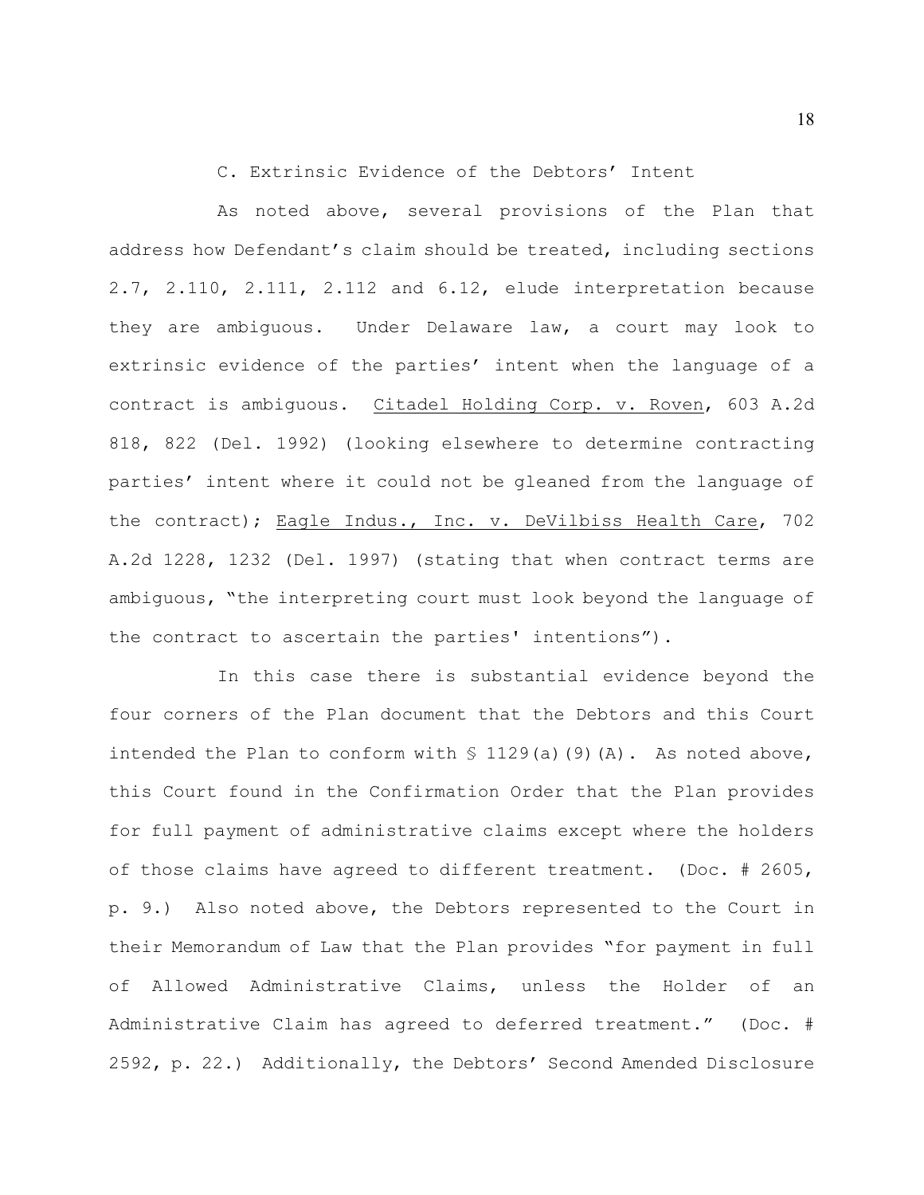C. Extrinsic Evidence of the Debtors' Intent

As noted above, several provisions of the Plan that address how Defendant's claim should be treated, including sections 2.7, 2.110, 2.111, 2.112 and 6.12, elude interpretation because they are ambiguous. Under Delaware law, a court may look to extrinsic evidence of the parties' intent when the language of a contract is ambiguous. Citadel Holding Corp. v. Roven, 603 A.2d 818, 822 (Del. 1992) (looking elsewhere to determine contracting parties' intent where it could not be gleaned from the language of the contract); Eagle Indus., Inc. v. DeVilbiss Health Care, 702 A.2d 1228, 1232 (Del. 1997) (stating that when contract terms are ambiguous, "the interpreting court must look beyond the language of the contract to ascertain the parties' intentions").

In this case there is substantial evidence beyond the four corners of the Plan document that the Debtors and this Court intended the Plan to conform with § 1129(a)(9)(A). As noted above, this Court found in the Confirmation Order that the Plan provides for full payment of administrative claims except where the holders of those claims have agreed to different treatment. (Doc. # 2605, p. 9.) Also noted above, the Debtors represented to the Court in their Memorandum of Law that the Plan provides "for payment in full of Allowed Administrative Claims, unless the Holder of an Administrative Claim has agreed to deferred treatment." (Doc. # 2592, p. 22.) Additionally, the Debtors' Second Amended Disclosure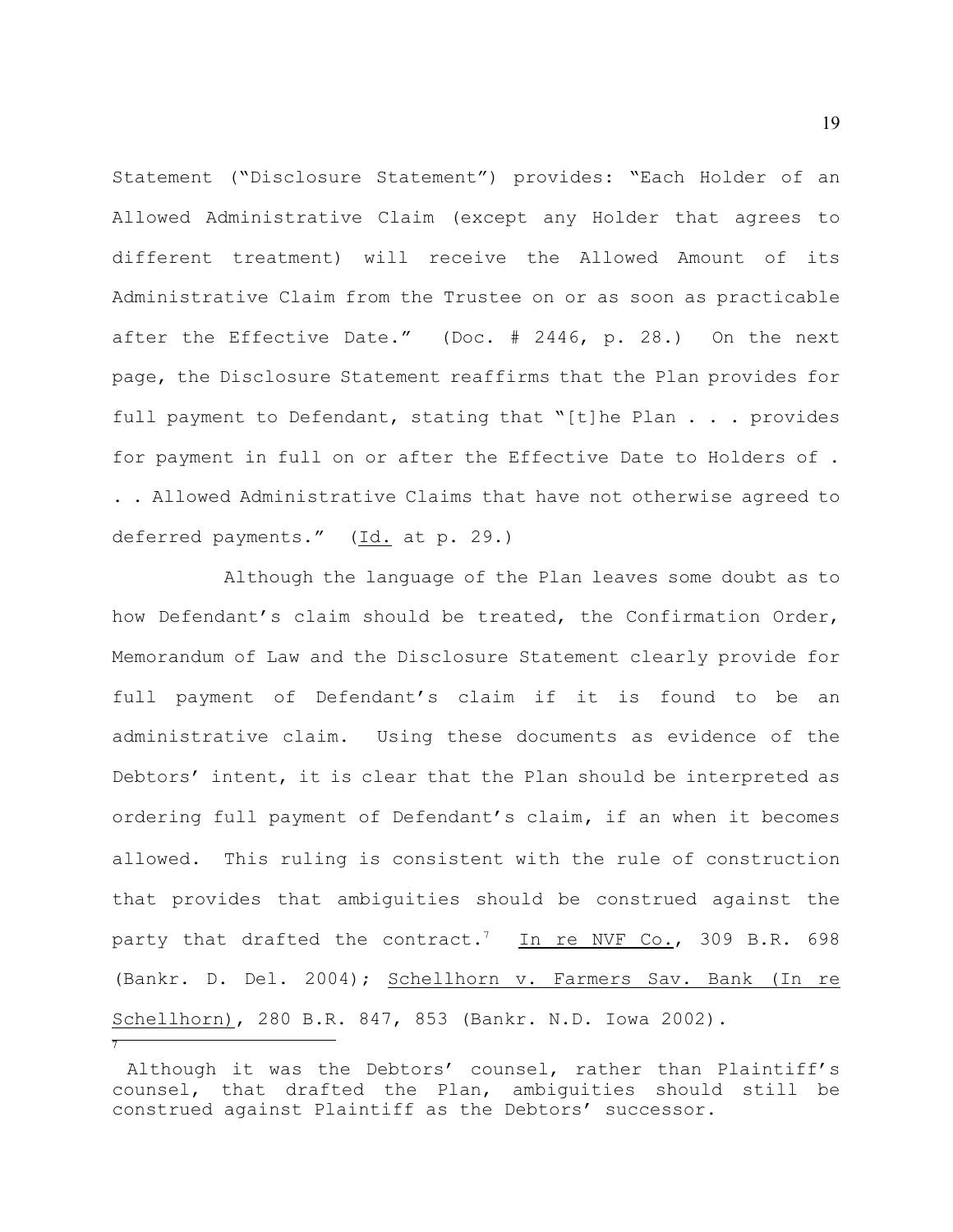Statement ("Disclosure Statement") provides: "Each Holder of an Allowed Administrative Claim (except any Holder that agrees to different treatment) will receive the Allowed Amount of its Administrative Claim from the Trustee on or as soon as practicable after the Effective Date." (Doc. # 2446, p. 28.) On the next page, the Disclosure Statement reaffirms that the Plan provides for full payment to Defendant, stating that "[t]he Plan . . . provides for payment in full on or after the Effective Date to Holders of . . . Allowed Administrative Claims that have not otherwise agreed to deferred payments." (Id. at p. 29.)

Although the language of the Plan leaves some doubt as to how Defendant's claim should be treated, the Confirmation Order, Memorandum of Law and the Disclosure Statement clearly provide for full payment of Defendant's claim if it is found to be an administrative claim. Using these documents as evidence of the Debtors' intent, it is clear that the Plan should be interpreted as ordering full payment of Defendant's claim, if an when it becomes allowed. This ruling is consistent with the rule of construction that provides that ambiguities should be construed against the party that drafted the contract.[7] In re NVF Co., 309 B.R. 698 (Bankr. D. Del. 2004); Schellhorn v. Farmers Sav. Bank (In re Schellhorn), 280 B.R. 847, 853 (Bankr. N.D. Iowa 2002).

---

[7] Although it was the Debtors' counsel, rather than Plaintiff's counsel, that drafted the Plan, ambiguities should still be construed against Plaintiff as the Debtors' successor.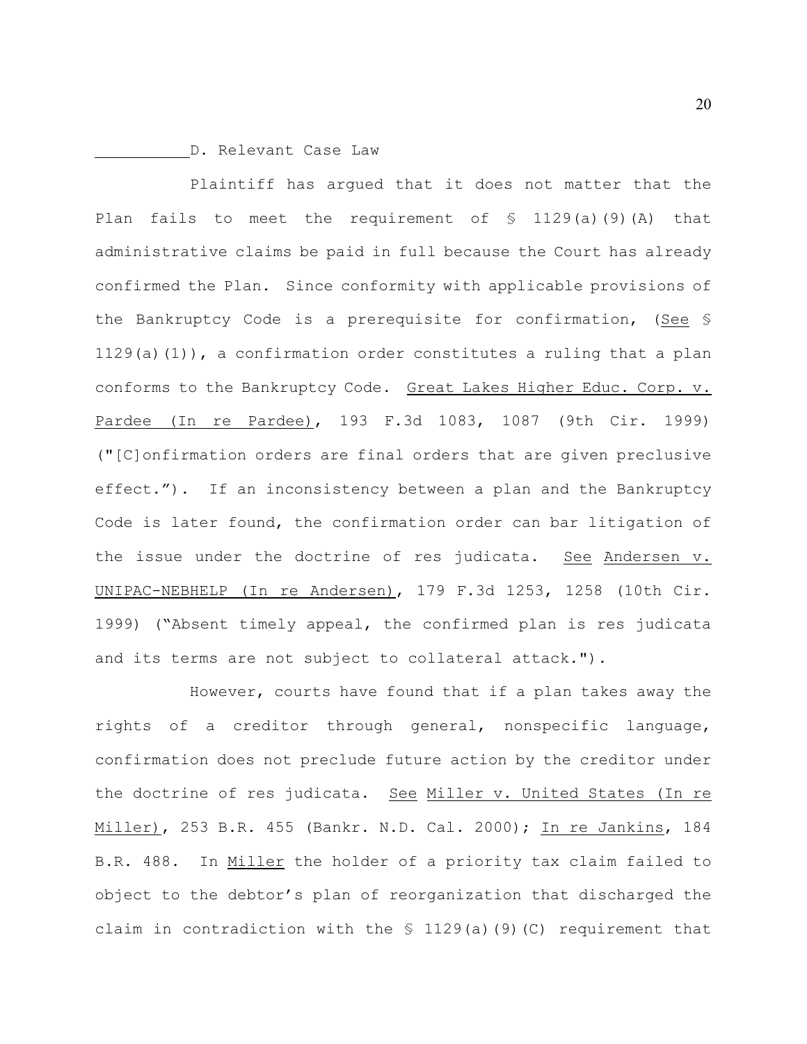### D. Relevant Case Law

Plaintiff has argued that it does not matter that the Plan fails to meet the requirement of § 1129(a)(9)(A) that administrative claims be paid in full because the Court has already confirmed the Plan. Since conformity with applicable provisions of the Bankruptcy Code is a prerequisite for confirmation, (See § 1129(a)(1)), a confirmation order constitutes a ruling that a plan conforms to the Bankruptcy Code. Great Lakes Higher Educ. Corp. v. Pardee (In re Pardee), 193 F.3d 1083, 1087 (9th Cir. 1999) ("[C]onfirmation orders are final orders that are given preclusive effect."). If an inconsistency between a plan and the Bankruptcy Code is later found, the confirmation order can bar litigation of the issue under the doctrine of res judicata. See Andersen v. UNIPAC-NEBHELP (In re Andersen), 179 F.3d 1253, 1258 (10th Cir. 1999) ("Absent timely appeal, the confirmed plan is res judicata and its terms are not subject to collateral attack.").

However, courts have found that if a plan takes away the rights of a creditor through general, nonspecific language, confirmation does not preclude future action by the creditor under the doctrine of res judicata. See Miller v. United States (In re Miller), 253 B.R. 455 (Bankr. N.D. Cal. 2000); In re Jankins, 184 B.R. 488. In Miller the holder of a priority tax claim failed to object to the debtor's plan of reorganization that discharged the claim in contradiction with the § 1129(a)(9)(C) requirement that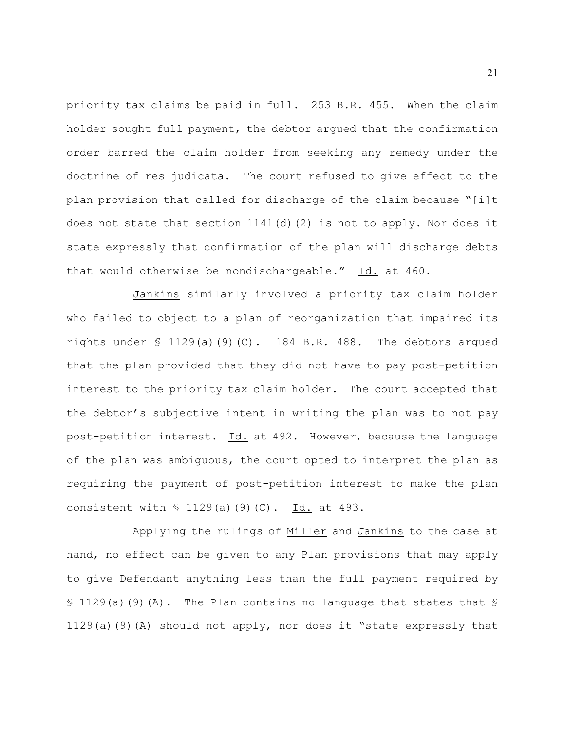priority tax claims be paid in full. 253 B.R. 455. When the claim holder sought full payment, the debtor argued that the confirmation order barred the claim holder from seeking any remedy under the doctrine of res judicata. The court refused to give effect to the plan provision that called for discharge of the claim because "[i]t does not state that section 1141(d)(2) is not to apply. Nor does it state expressly that confirmation of the plan will discharge debts that would otherwise be nondischargeable." Id. at 460.

Jankins similarly involved a priority tax claim holder who failed to object to a plan of reorganization that impaired its rights under § 1129(a)(9)(C). 184 B.R. 488. The debtors argued that the plan provided that they did not have to pay post-petition interest to the priority tax claim holder. The court accepted that the debtor's subjective intent in writing the plan was to not pay post-petition interest. Id. at 492. However, because the language of the plan was ambiguous, the court opted to interpret the plan as requiring the payment of post-petition interest to make the plan consistent with § 1129(a)(9)(C). Id. at 493.

Applying the rulings of Miller and Jankins to the case at hand, no effect can be given to any Plan provisions that may apply to give Defendant anything less than the full payment required by § 1129(a)(9)(A). The Plan contains no language that states that § 1129(a)(9)(A) should not apply, nor does it "state expressly that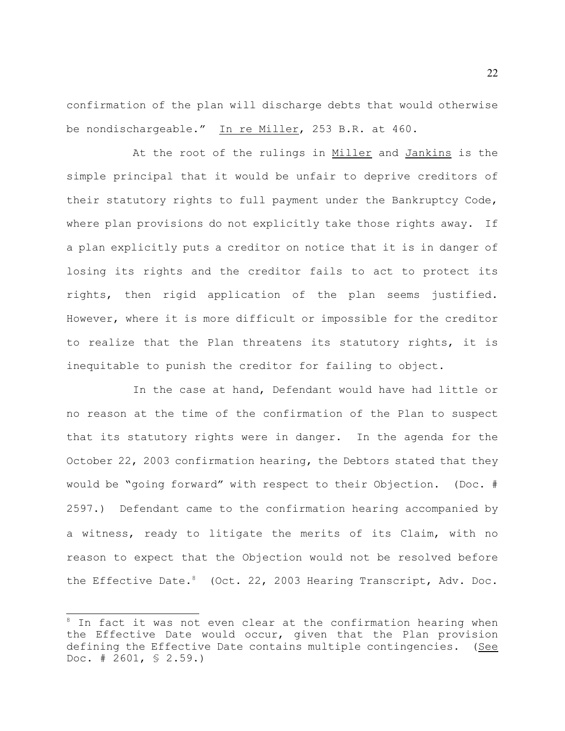confirmation of the plan will discharge debts that would otherwise be nondischargeable." In re Miller, 253 B.R. at 460.

At the root of the rulings in Miller and Jankins is the simple principal that it would be unfair to deprive creditors of their statutory rights to full payment under the Bankruptcy Code, where plan provisions do not explicitly take those rights away. If a plan explicitly puts a creditor on notice that it is in danger of losing its rights and the creditor fails to act to protect its rights, then rigid application of the plan seems justified. However, where it is more difficult or impossible for the creditor to realize that the Plan threatens its statutory rights, it is inequitable to punish the creditor for failing to object.

In the case at hand, Defendant would have had little or no reason at the time of the confirmation of the Plan to suspect that its statutory rights were in danger. In the agenda for the October 22, 2003 confirmation hearing, the Debtors stated that they would be "going forward" with respect to their Objection. (Doc. # 2597.) Defendant came to the confirmation hearing accompanied by a witness, ready to litigate the merits of its Claim, with no reason to expect that the Objection would not be resolved before the Effective Date.[8] (Oct. 22, 2003 Hearing Transcript, Adv. Doc.

[8] In fact it was not even clear at the confirmation hearing when the Effective Date would occur, given that the Plan provision defining the Effective Date contains multiple contingencies. (See Doc. # 2601, § 2.59.)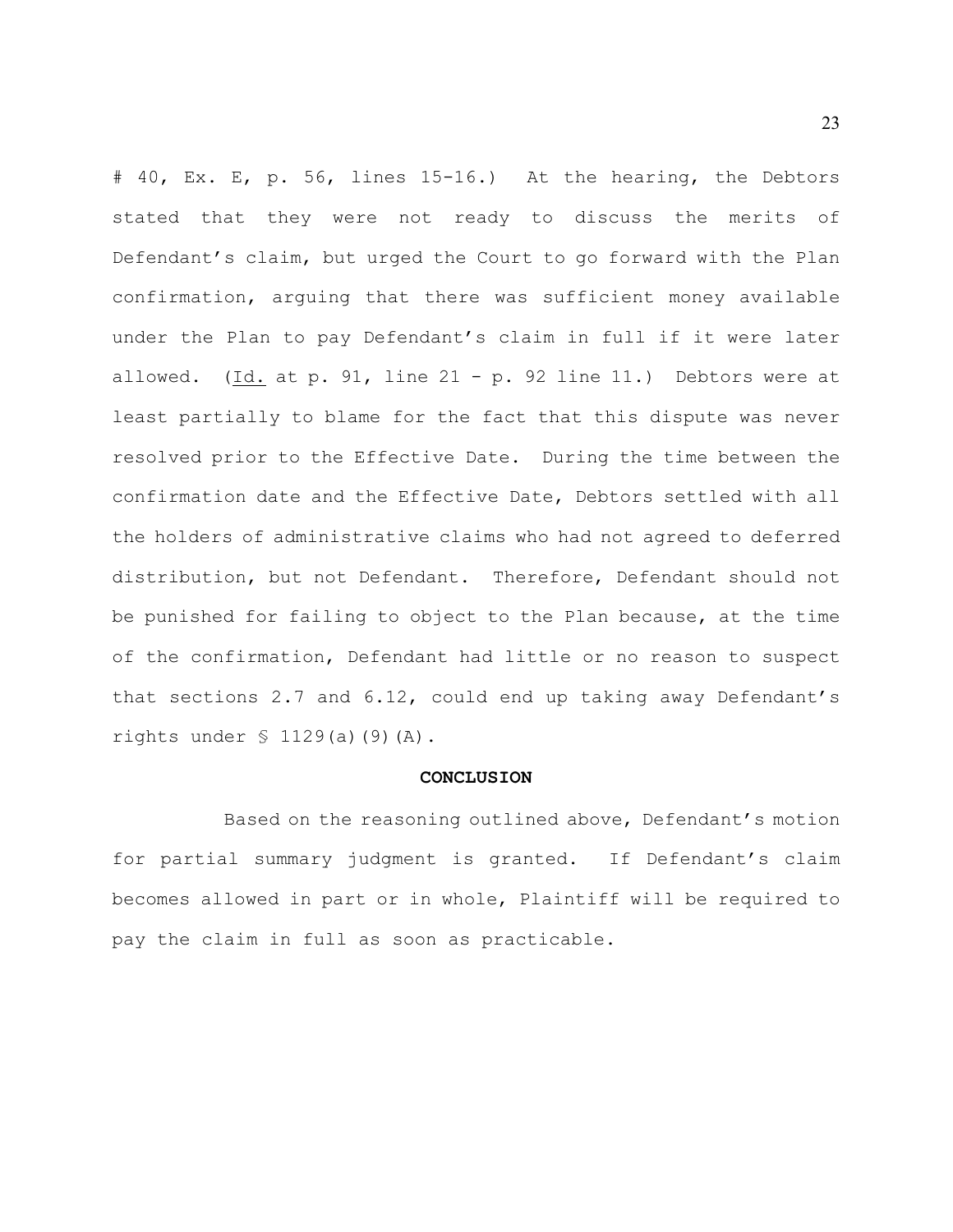# 40, Ex. E, p. 56, lines 15-16.) At the hearing, the Debtors stated that they were not ready to discuss the merits of Defendant's claim, but urged the Court to go forward with the Plan confirmation, arguing that there was sufficient money available under the Plan to pay Defendant's claim in full if it were later allowed. (Id. at p. 91, line 21 - p. 92 line 11.) Debtors were at least partially to blame for the fact that this dispute was never resolved prior to the Effective Date. During the time between the confirmation date and the Effective Date, Debtors settled with all the holders of administrative claims who had not agreed to deferred distribution, but not Defendant. Therefore, Defendant should not be punished for failing to object to the Plan because, at the time of the confirmation, Defendant had little or no reason to suspect that sections 2.7 and 6.12, could end up taking away Defendant's rights under § 1129(a)(9)(A).

**CONCLUSION**

Based on the reasoning outlined above, Defendant's motion for partial summary judgment is granted. If Defendant's claim becomes allowed in part or in whole, Plaintiff will be required to pay the claim in full as soon as practicable.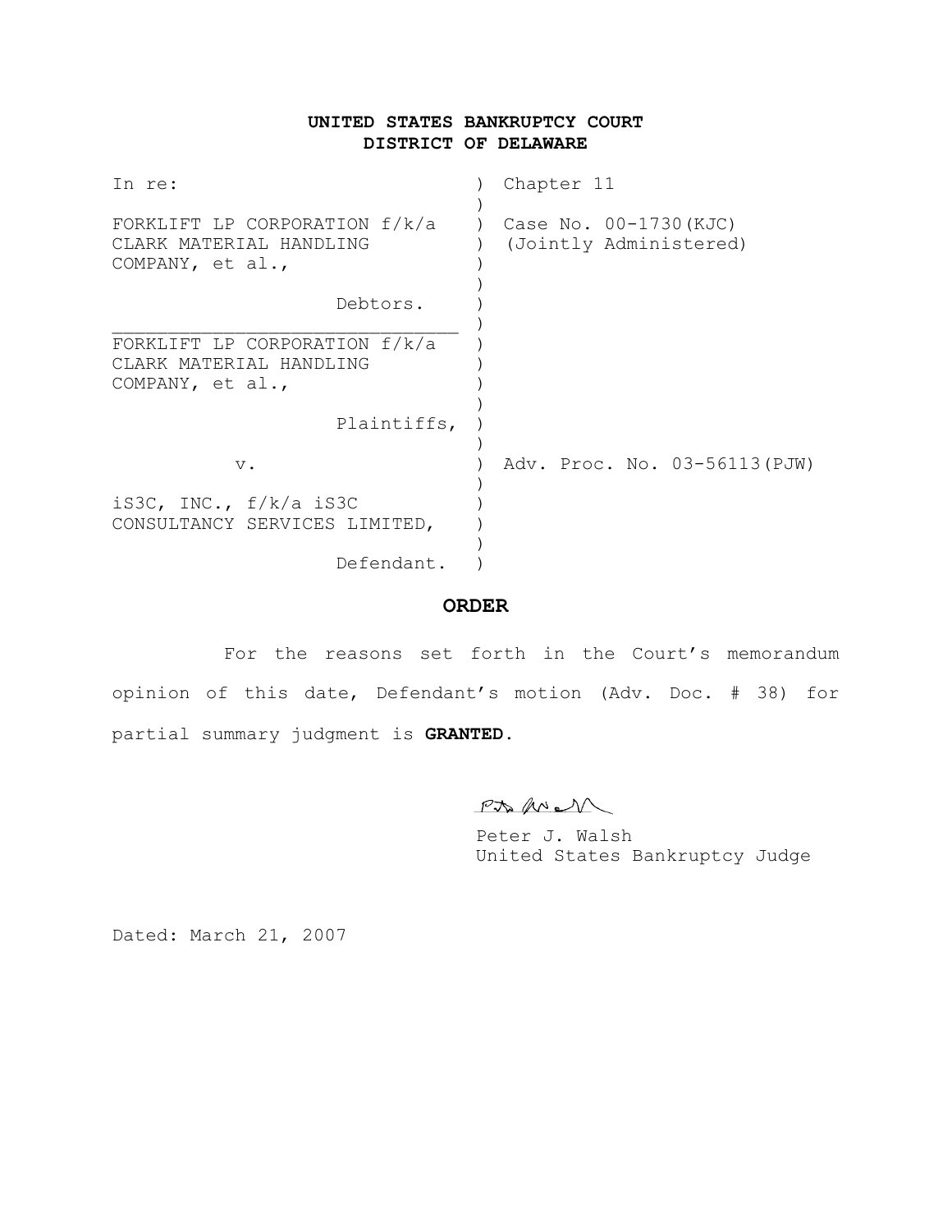**UNITED STATES BANKRUPTCY COURT**
**DISTRICT OF DELAWARE**

| | | |
|---|---|---|
| In re: | ) | Chapter 11 |
| FORKLIFT LP CORPORATION f/k/a CLARK MATERIAL HANDLING COMPANY, et al., | ) | Case No. 00-1730(KJC) (Jointly Administered) |
| Debtors. | ) | |
| FORKLIFT LP CORPORATION f/k/a CLARK MATERIAL HANDLING COMPANY, et al., | ) | |
| Plaintiffs, | ) | |
| v. | ) | Adv. Proc. No. 03-56113(PJW) |
| iS3C, INC., f/k/a iS3C CONSULTANCY SERVICES LIMITED, | ) | |
| Defendant. | ) | |

**ORDER**

For the reasons set forth in the Court's memorandum opinion of this date, Defendant's motion (Adv. Doc. # 38) for partial summary judgment is **GRANTED**.

Peter J. Walsh
United States Bankruptcy Judge

Dated: March 21, 2007